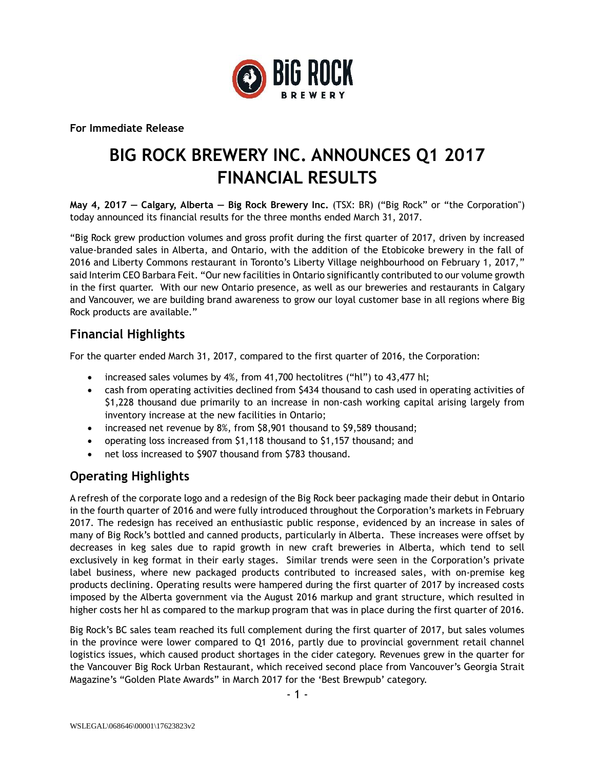**For Immediate Release**

# BIG ROCK BREWERY INC. ANNOUNCES Q1 2017 FINANCIAL RESULTS

**May 4, 2017 — Calgary, Alberta — Big Rock Brewery Inc.** (TSX: BR) ("Big Rock" or "the Corporation") today announced its financial results for the three months ended March 31, 2017.

"Big Rock grew production volumes and gross profit during the first quarter of 2017, driven by increased value-branded sales in Alberta, and Ontario, with the addition of the Etobicoke brewery in the fall of 2016 and Liberty Commons restaurant in Toronto's Liberty Village neighbourhood on February 1, 2017," said Interim CEO Barbara Feit. "Our new facilities in Ontario significantly contributed to our volume growth in the first quarter. With our new Ontario presence, as well as our breweries and restaurants in Calgary and Vancouver, we are building brand awareness to grow our loyal customer base in all regions where Big Rock products are available."

## Financial Highlights

For the quarter ended March 31, 2017, compared to the first quarter of 2016, the Corporation:

- increased sales volumes by 4%, from 41,700 hectolitres ("hl") to 43,477 hl;
- cash from operating activities declined from $434 thousand to cash used in operating activities of $1,228 thousand due primarily to an increase in non-cash working capital arising largely from inventory increase at the new facilities in Ontario;
- increased net revenue by 8%, from $8,901 thousand to $9,589 thousand;
- operating loss increased from $1,118 thousand to $1,157 thousand; and
- net loss increased to $907 thousand from $783 thousand.

## Operating Highlights

A refresh of the corporate logo and a redesign of the Big Rock beer packaging made their debut in Ontario in the fourth quarter of 2016 and were fully introduced throughout the Corporation's markets in February 2017. The redesign has received an enthusiastic public response, evidenced by an increase in sales of many of Big Rock's bottled and canned products, particularly in Alberta. These increases were offset by decreases in keg sales due to rapid growth in new craft breweries in Alberta, which tend to sell exclusively in keg format in their early stages. Similar trends were seen in the Corporation's private label business, where new packaged products contributed to increased sales, with on-premise keg products declining. Operating results were hampered during the first quarter of 2017 by increased costs imposed by the Alberta government via the August 2016 markup and grant structure, which resulted in higher costs her hl as compared to the markup program that was in place during the first quarter of 2016.

Big Rock's BC sales team reached its full complement during the first quarter of 2017, but sales volumes in the province were lower compared to Q1 2016, partly due to provincial government retail channel logistics issues, which caused product shortages in the cider category. Revenues grew in the quarter for the Vancouver Big Rock Urban Restaurant, which received second place from Vancouver's Georgia Strait Magazine's "Golden Plate Awards" in March 2017 for the 'Best Brewpub' category.

WSLEGAL\068646\00001\17623823v2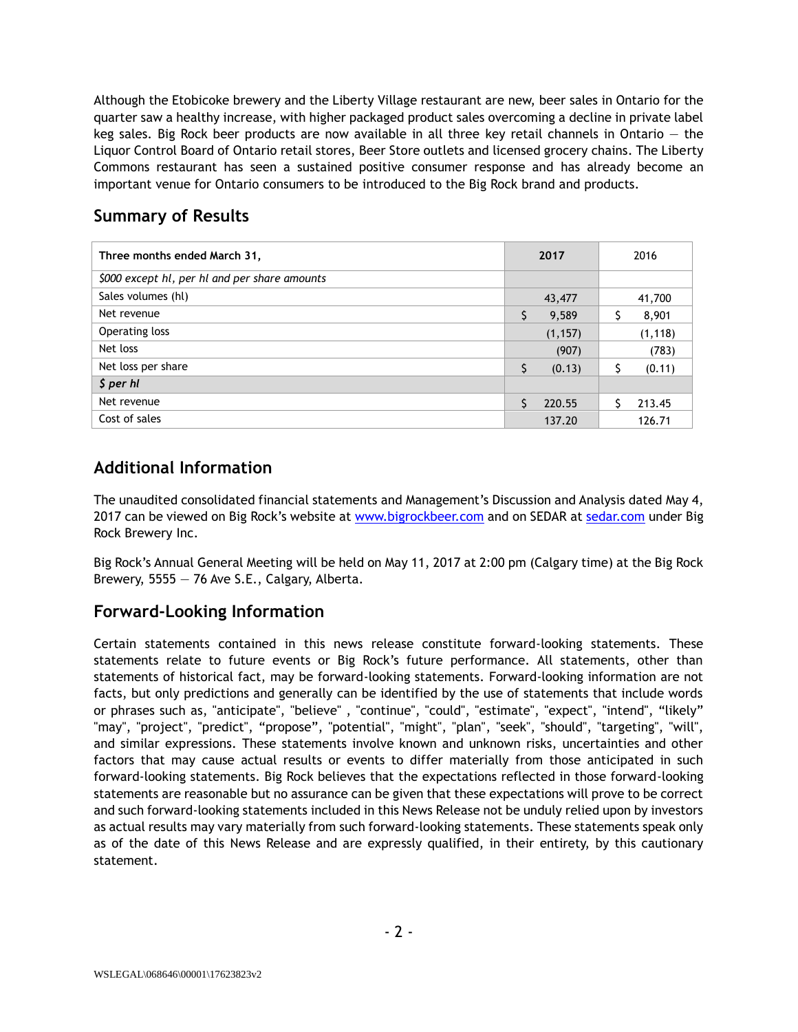Although the Etobicoke brewery and the Liberty Village restaurant are new, beer sales in Ontario for the quarter saw a healthy increase, with higher packaged product sales overcoming a decline in private label keg sales. Big Rock beer products are now available in all three key retail channels in Ontario – the Liquor Control Board of Ontario retail stores, Beer Store outlets and licensed grocery chains. The Liberty Commons restaurant has seen a sustained positive consumer response and has already become an important venue for Ontario consumers to be introduced to the Big Rock brand and products.

## Summary of Results

| Three months ended March 31, | 2017 | 2016 |
|---|---|---|
| *$000 except hl, per hl and per share amounts* | | |
| Sales volumes (hl) | 43,477 | 41,700 |
| Net revenue | $ 9,589 | $ 8,901 |
| Operating loss | (1,157) | (1,118) |
| Net loss | (907) | (783) |
| Net loss per share | $ (0.13) | $ (0.11) |
| ***$ per hl*** | | |
| Net revenue | $ 220.55 | $ 213.45 |
| Cost of sales | 137.20 | 126.71 |

## Additional Information

The unaudited consolidated financial statements and Management's Discussion and Analysis dated May 4, 2017 can be viewed on Big Rock's website at www.bigrockbeer.com and on SEDAR at sedar.com under Big Rock Brewery Inc.

Big Rock's Annual General Meeting will be held on May 11, 2017 at 2:00 pm (Calgary time) at the Big Rock Brewery, 5555 – 76 Ave S.E., Calgary, Alberta.

## Forward-Looking Information

Certain statements contained in this news release constitute forward-looking statements. These statements relate to future events or Big Rock's future performance. All statements, other than statements of historical fact, may be forward-looking statements. Forward-looking information are not facts, but only predictions and generally can be identified by the use of statements that include words or phrases such as, "anticipate", "believe" , "continue", "could", "estimate", "expect", "intend", "likely" "may", "project", "predict", "propose", "potential", "might", "plan", "seek", "should", "targeting", "will", and similar expressions. These statements involve known and unknown risks, uncertainties and other factors that may cause actual results or events to differ materially from those anticipated in such forward-looking statements. Big Rock believes that the expectations reflected in those forward-looking statements are reasonable but no assurance can be given that these expectations will prove to be correct and such forward-looking statements included in this News Release not be unduly relied upon by investors as actual results may vary materially from such forward-looking statements. These statements speak only as of the date of this News Release and are expressly qualified, in their entirety, by this cautionary statement.

WSLEGAL\068646\00001\17623823v2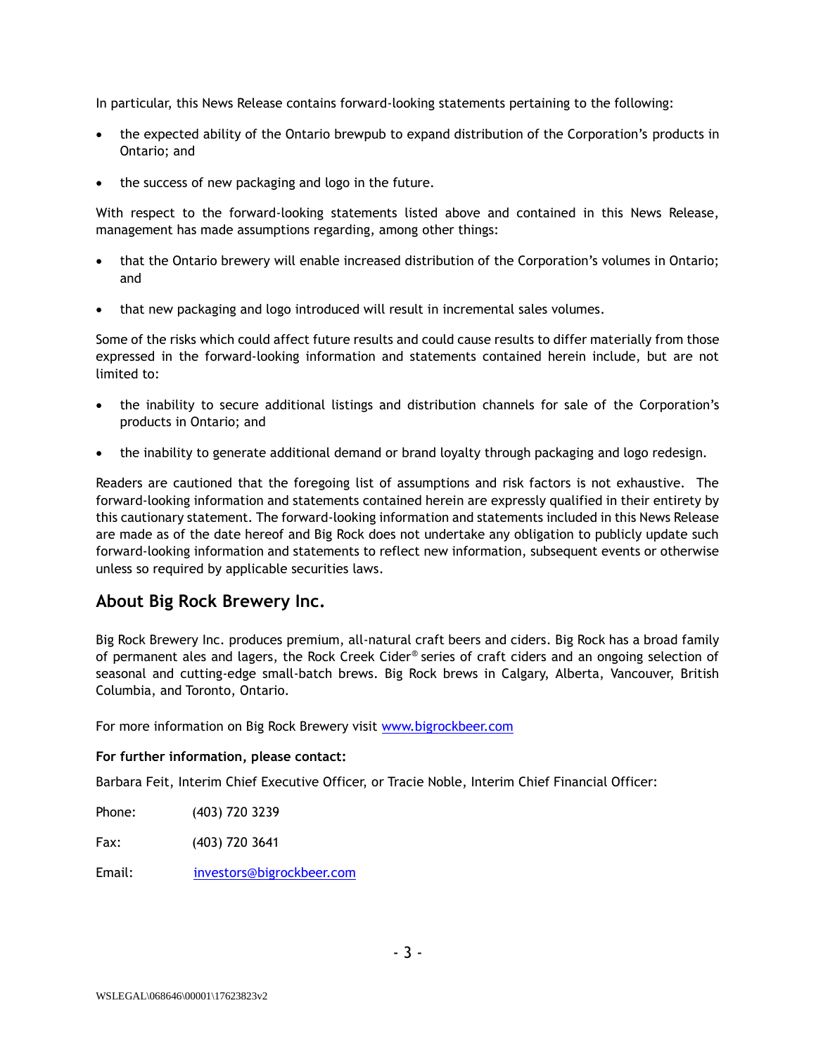In particular, this News Release contains forward-looking statements pertaining to the following:

- the expected ability of the Ontario brewpub to expand distribution of the Corporation's products in Ontario; and
- the success of new packaging and logo in the future.

With respect to the forward-looking statements listed above and contained in this News Release, management has made assumptions regarding, among other things:

- that the Ontario brewery will enable increased distribution of the Corporation's volumes in Ontario; and
- that new packaging and logo introduced will result in incremental sales volumes.

Some of the risks which could affect future results and could cause results to differ materially from those expressed in the forward-looking information and statements contained herein include, but are not limited to:

- the inability to secure additional listings and distribution channels for sale of the Corporation's products in Ontario; and
- the inability to generate additional demand or brand loyalty through packaging and logo redesign.

Readers are cautioned that the foregoing list of assumptions and risk factors is not exhaustive. The forward-looking information and statements contained herein are expressly qualified in their entirety by this cautionary statement. The forward-looking information and statements included in this News Release are made as of the date hereof and Big Rock does not undertake any obligation to publicly update such forward-looking information and statements to reflect new information, subsequent events or otherwise unless so required by applicable securities laws.

## About Big Rock Brewery Inc.

Big Rock Brewery Inc. produces premium, all-natural craft beers and ciders. Big Rock has a broad family of permanent ales and lagers, the Rock Creek Cider® series of craft ciders and an ongoing selection of seasonal and cutting-edge small-batch brews. Big Rock brews in Calgary, Alberta, Vancouver, British Columbia, and Toronto, Ontario.

For more information on Big Rock Brewery visit www.bigrockbeer.com

**For further information, please contact:**

Barbara Feit, Interim Chief Executive Officer, or Tracie Noble, Interim Chief Financial Officer:

Phone: (403) 720 3239

Fax: (403) 720 3641

Email: investors@bigrockbeer.com

WSLEGAL\068646\00001\17623823v2